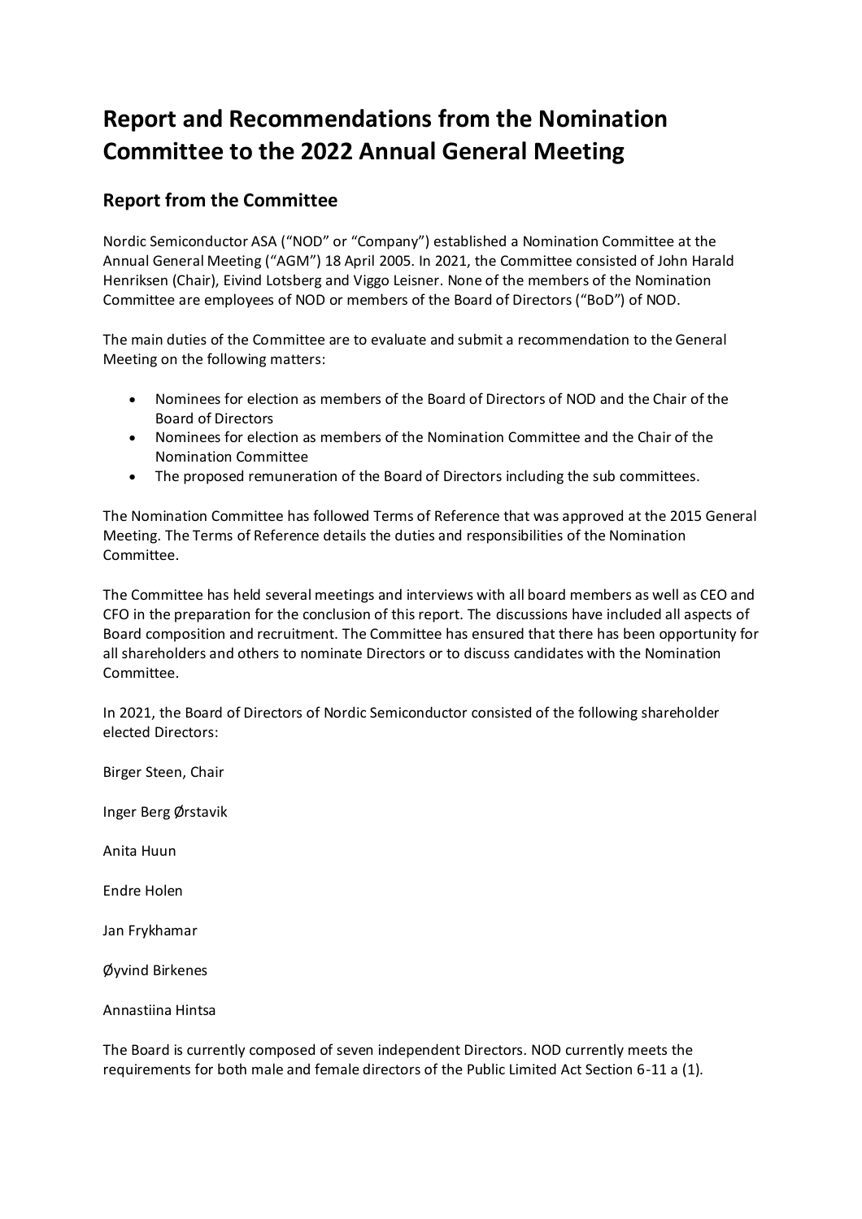# Report and Recommendations from the Nomination Committee to the 2022 Annual General Meeting

## Report from the Committee

Nordic Semiconductor ASA ("NOD" or "Company") established a Nomination Committee at the Annual General Meeting ("AGM") 18 April 2005. In 2021, the Committee consisted of John Harald Henriksen (Chair), Eivind Lotsberg and Viggo Leisner. None of the members of the Nomination Committee are employees of NOD or members of the Board of Directors ("BoD") of NOD.

The main duties of the Committee are to evaluate and submit a recommendation to the General Meeting on the following matters:

- Nominees for election as members of the Board of Directors of NOD and the Chair of the Board of Directors
- Nominees for election as members of the Nomination Committee and the Chair of the Nomination Committee
- The proposed remuneration of the Board of Directors including the sub committees.

The Nomination Committee has followed Terms of Reference that was approved at the 2015 General Meeting. The Terms of Reference details the duties and responsibilities of the Nomination Committee.

The Committee has held several meetings and interviews with all board members as well as CEO and CFO in the preparation for the conclusion of this report. The discussions have included all aspects of Board composition and recruitment. The Committee has ensured that there has been opportunity for all shareholders and others to nominate Directors or to discuss candidates with the Nomination Committee.

In 2021, the Board of Directors of Nordic Semiconductor consisted of the following shareholder elected Directors:

Birger Steen, Chair

Inger Berg Ørstavik

Anita Huun

Endre Holen

Jan Frykhamar

Øyvind Birkenes

Annastiina Hintsa

The Board is currently composed of seven independent Directors. NOD currently meets the requirements for both male and female directors of the Public Limited Act Section 6-11 a (1).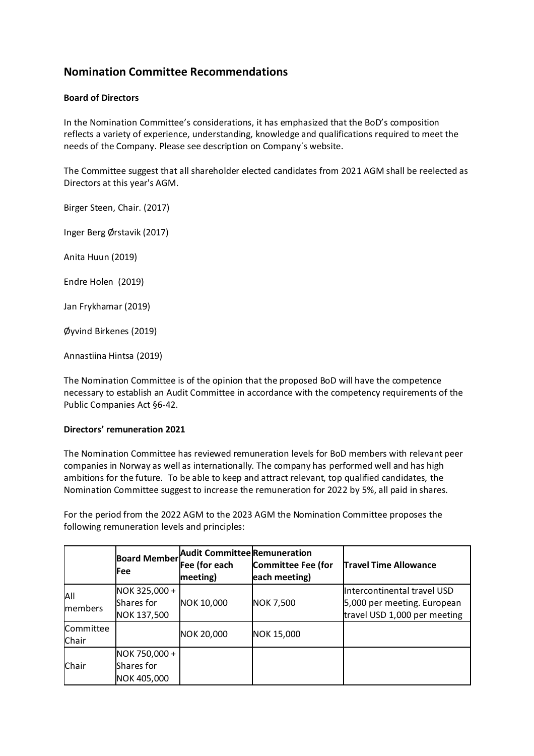## Nomination Committee Recommendations

**Board of Directors**

In the Nomination Committee's considerations, it has emphasized that the BoD's composition reflects a variety of experience, understanding, knowledge and qualifications required to meet the needs of the Company. Please see description on Company´s website.

The Committee suggest that all shareholder elected candidates from 2021 AGM shall be reelected as Directors at this year's AGM.

Birger Steen, Chair. (2017)

Inger Berg Ørstavik (2017)

Anita Huun (2019)

Endre Holen (2019)

Jan Frykhamar (2019)

Øyvind Birkenes (2019)

Annastiina Hintsa (2019)

The Nomination Committee is of the opinion that the proposed BoD will have the competence necessary to establish an Audit Committee in accordance with the competency requirements of the Public Companies Act §6-42.

**Directors' remuneration 2021**

The Nomination Committee has reviewed remuneration levels for BoD members with relevant peer companies in Norway as well as internationally. The company has performed well and has high ambitions for the future. To be able to keep and attract relevant, top qualified candidates, the Nomination Committee suggest to increase the remuneration for 2022 by 5%, all paid in shares.

For the period from the 2022 AGM to the 2023 AGM the Nomination Committee proposes the following remuneration levels and principles:

| | Board Member Fee | Audit Committee Fee (for each meeting) | Remuneration Committee Fee (for each meeting) | Travel Time Allowance |
|---|---|---|---|---|
| All members | NOK 325,000 + Shares for NOK 137,500 | NOK 10,000 | NOK 7,500 | Intercontinental travel USD 5,000 per meeting. European travel USD 1,000 per meeting |
| Committee Chair | | NOK 20,000 | NOK 15,000 | |
| Chair | NOK 750,000 + Shares for NOK 405,000 | | | |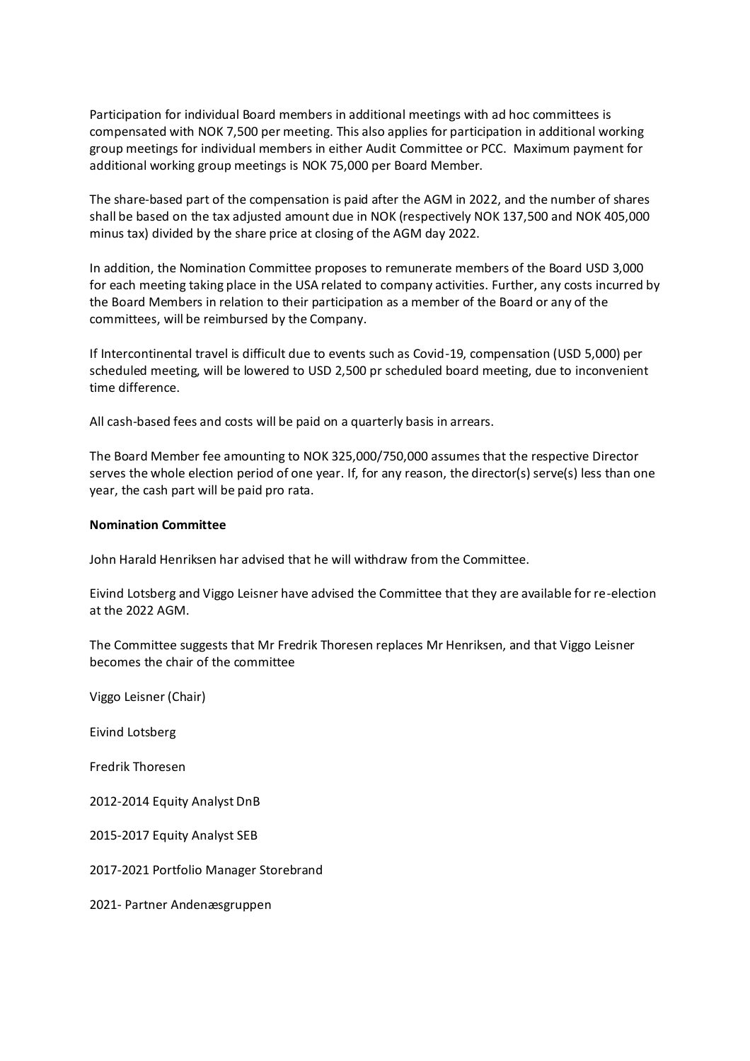Participation for individual Board members in additional meetings with ad hoc committees is compensated with NOK 7,500 per meeting. This also applies for participation in additional working group meetings for individual members in either Audit Committee or PCC. Maximum payment for additional working group meetings is NOK 75,000 per Board Member.

The share-based part of the compensation is paid after the AGM in 2022, and the number of shares shall be based on the tax adjusted amount due in NOK (respectively NOK 137,500 and NOK 405,000 minus tax) divided by the share price at closing of the AGM day 2022.

In addition, the Nomination Committee proposes to remunerate members of the Board USD 3,000 for each meeting taking place in the USA related to company activities. Further, any costs incurred by the Board Members in relation to their participation as a member of the Board or any of the committees, will be reimbursed by the Company.

If Intercontinental travel is difficult due to events such as Covid-19, compensation (USD 5,000) per scheduled meeting, will be lowered to USD 2,500 pr scheduled board meeting, due to inconvenient time difference.

All cash-based fees and costs will be paid on a quarterly basis in arrears.

The Board Member fee amounting to NOK 325,000/750,000 assumes that the respective Director serves the whole election period of one year. If, for any reason, the director(s) serve(s) less than one year, the cash part will be paid pro rata.

**Nomination Committee**

John Harald Henriksen har advised that he will withdraw from the Committee.

Eivind Lotsberg and Viggo Leisner have advised the Committee that they are available for re-election at the 2022 AGM.

The Committee suggests that Mr Fredrik Thoresen replaces Mr Henriksen, and that Viggo Leisner becomes the chair of the committee

Viggo Leisner (Chair)

Eivind Lotsberg

Fredrik Thoresen

2012-2014 Equity Analyst DnB

2015-2017 Equity Analyst SEB

2017-2021 Portfolio Manager Storebrand

2021- Partner Andenæsgruppen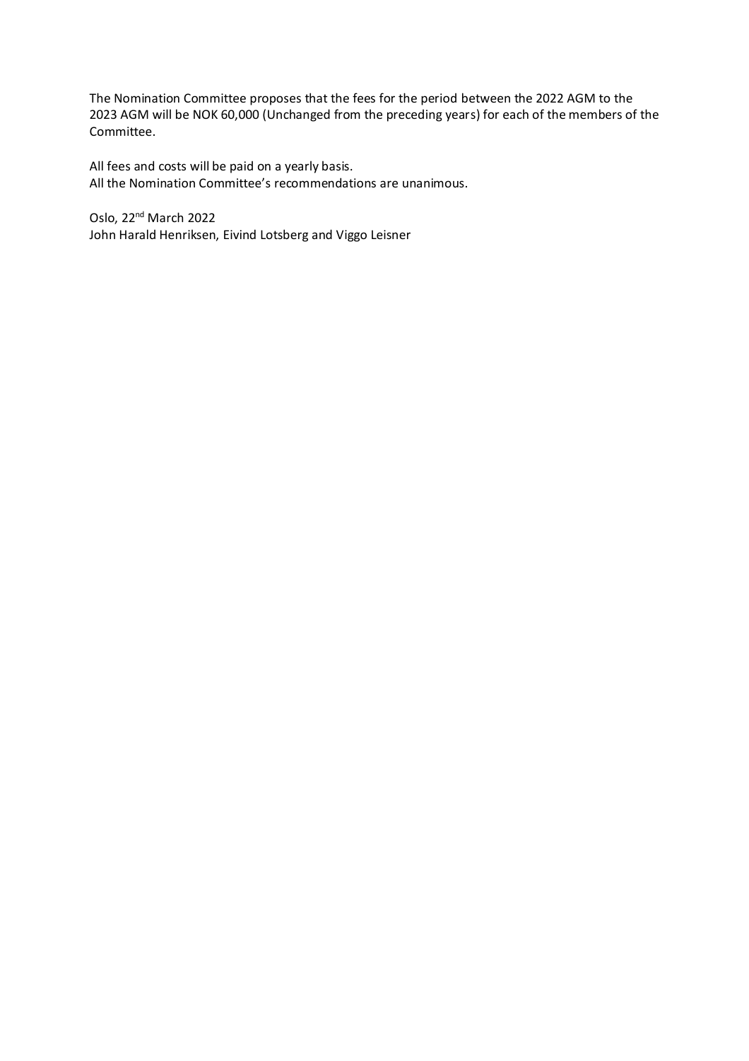The Nomination Committee proposes that the fees for the period between the 2022 AGM to the 2023 AGM will be NOK 60,000 (Unchanged from the preceding years) for each of the members of the Committee.

All fees and costs will be paid on a yearly basis.
All the Nomination Committee's recommendations are unanimous.

Oslo, 22nd March 2022
John Harald Henriksen, Eivind Lotsberg and Viggo Leisner